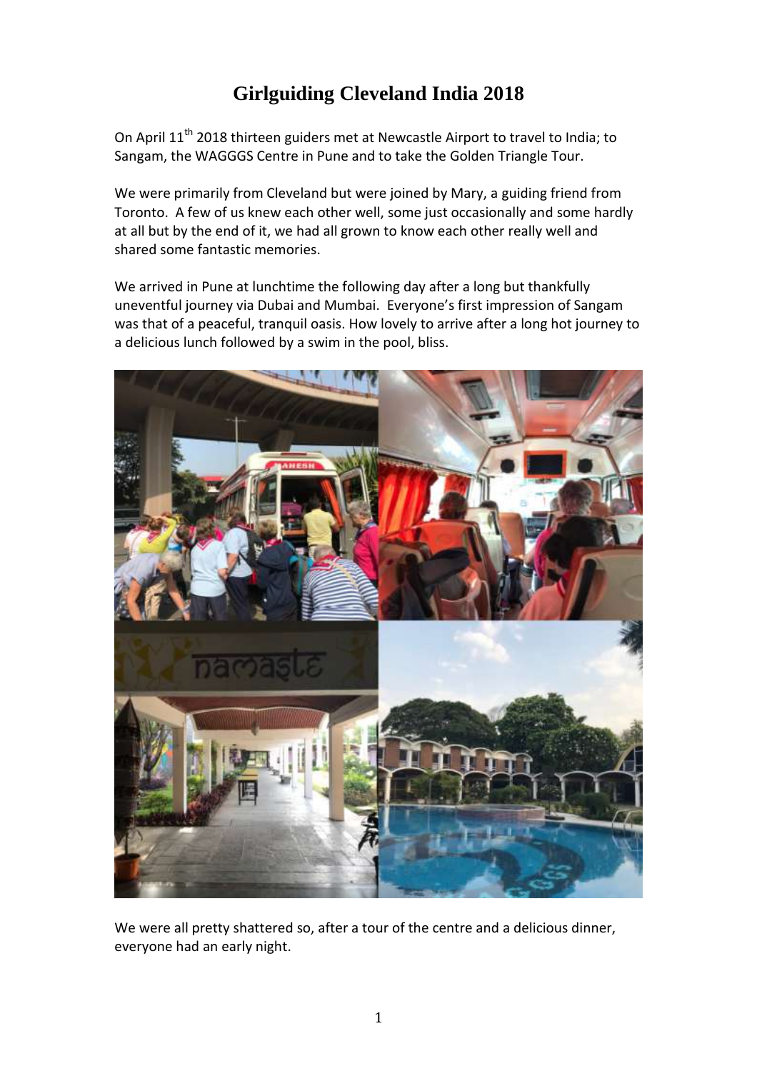# Girlguiding Cleveland India 2018

On April 11th 2018 thirteen guiders met at Newcastle Airport to travel to India; to Sangam, the WAGGGS Centre in Pune and to take the Golden Triangle Tour.

We were primarily from Cleveland but were joined by Mary, a guiding friend from Toronto. A few of us knew each other well, some just occasionally and some hardly at all but by the end of it, we had all grown to know each other really well and shared some fantastic memories.

We arrived in Pune at lunchtime the following day after a long but thankfully uneventful journey via Dubai and Mumbai. Everyone's first impression of Sangam was that of a peaceful, tranquil oasis. How lovely to arrive after a long hot journey to a delicious lunch followed by a swim in the pool, bliss.

We were all pretty shattered so, after a tour of the centre and a delicious dinner, everyone had an early night.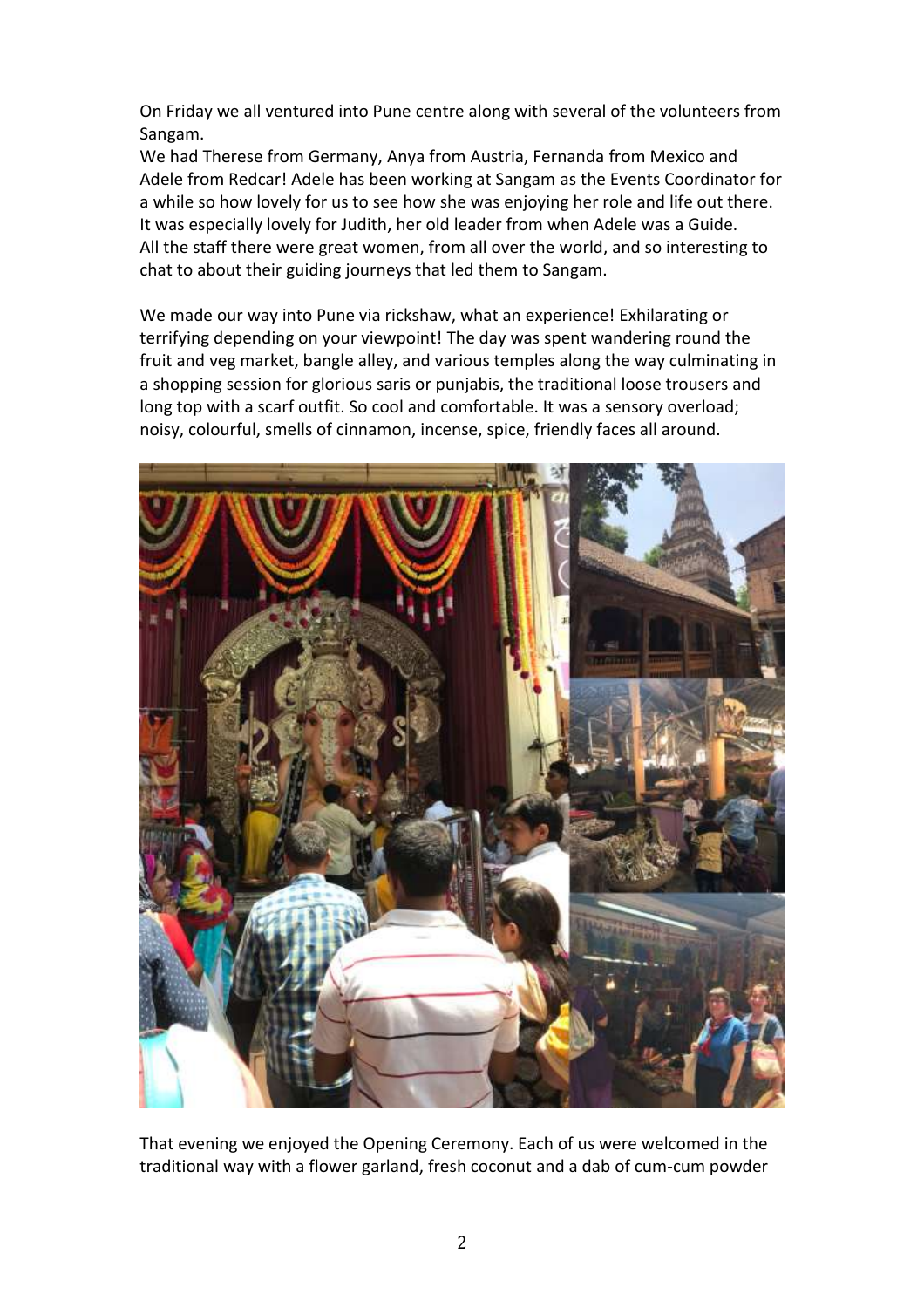On Friday we all ventured into Pune centre along with several of the volunteers from Sangam.
We had Therese from Germany, Anya from Austria, Fernanda from Mexico and Adele from Redcar! Adele has been working at Sangam as the Events Coordinator for a while so how lovely for us to see how she was enjoying her role and life out there. It was especially lovely for Judith, her old leader from when Adele was a Guide. All the staff there were great women, from all over the world, and so interesting to chat to about their guiding journeys that led them to Sangam.

We made our way into Pune via rickshaw, what an experience! Exhilarating or terrifying depending on your viewpoint! The day was spent wandering round the fruit and veg market, bangle alley, and various temples along the way culminating in a shopping session for glorious saris or punjabis, the traditional loose trousers and long top with a scarf outfit. So cool and comfortable. It was a sensory overload; noisy, colourful, smells of cinnamon, incense, spice, friendly faces all around.

That evening we enjoyed the Opening Ceremony. Each of us were welcomed in the traditional way with a flower garland, fresh coconut and a dab of cum-cum powder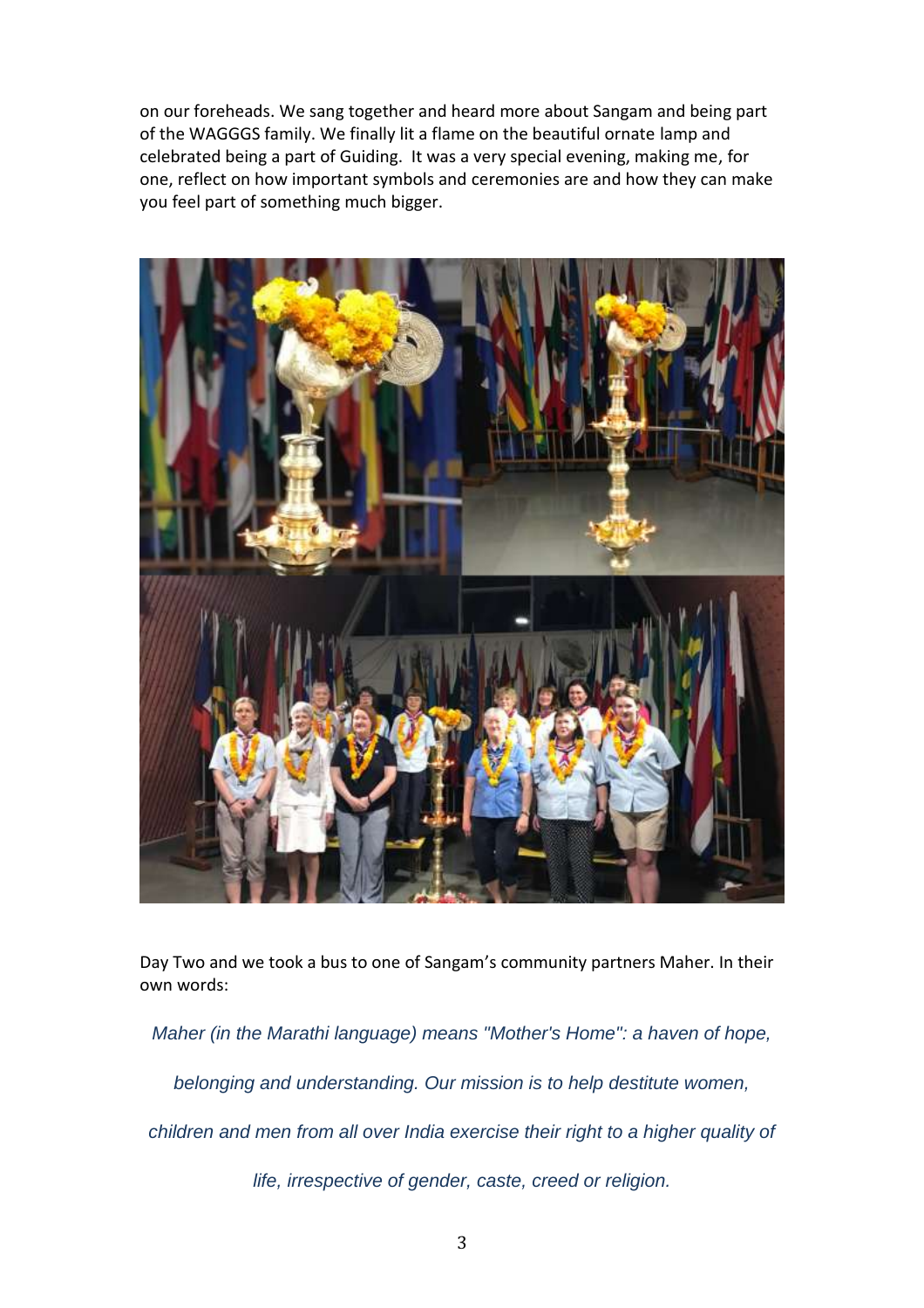on our foreheads. We sang together and heard more about Sangam and being part of the WAGGGS family. We finally lit a flame on the beautiful ornate lamp and celebrated being a part of Guiding. It was a very special evening, making me, for one, reflect on how important symbols and ceremonies are and how they can make you feel part of something much bigger.

Day Two and we took a bus to one of Sangam's community partners Maher. In their own words:

*Maher (in the Marathi language) means "Mother's Home": a haven of hope, belonging and understanding. Our mission is to help destitute women, children and men from all over India exercise their right to a higher quality of life, irrespective of gender, caste, creed or religion.*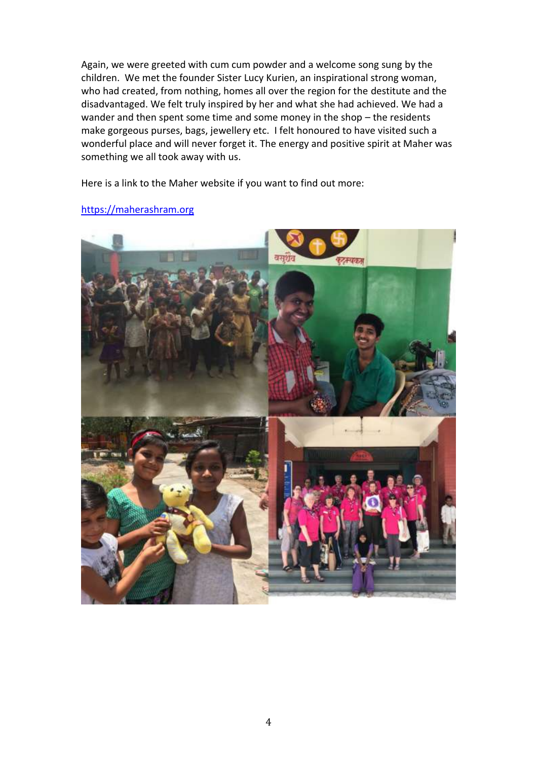Again, we were greeted with cum cum powder and a welcome song sung by the children. We met the founder Sister Lucy Kurien, an inspirational strong woman, who had created, from nothing, homes all over the region for the destitute and the disadvantaged. We felt truly inspired by her and what she had achieved. We had a wander and then spent some time and some money in the shop – the residents make gorgeous purses, bags, jewellery etc. I felt honoured to have visited such a wonderful place and will never forget it. The energy and positive spirit at Maher was something we all took away with us.

Here is a link to the Maher website if you want to find out more:

[https://maherashram.org](https://maherashram.org)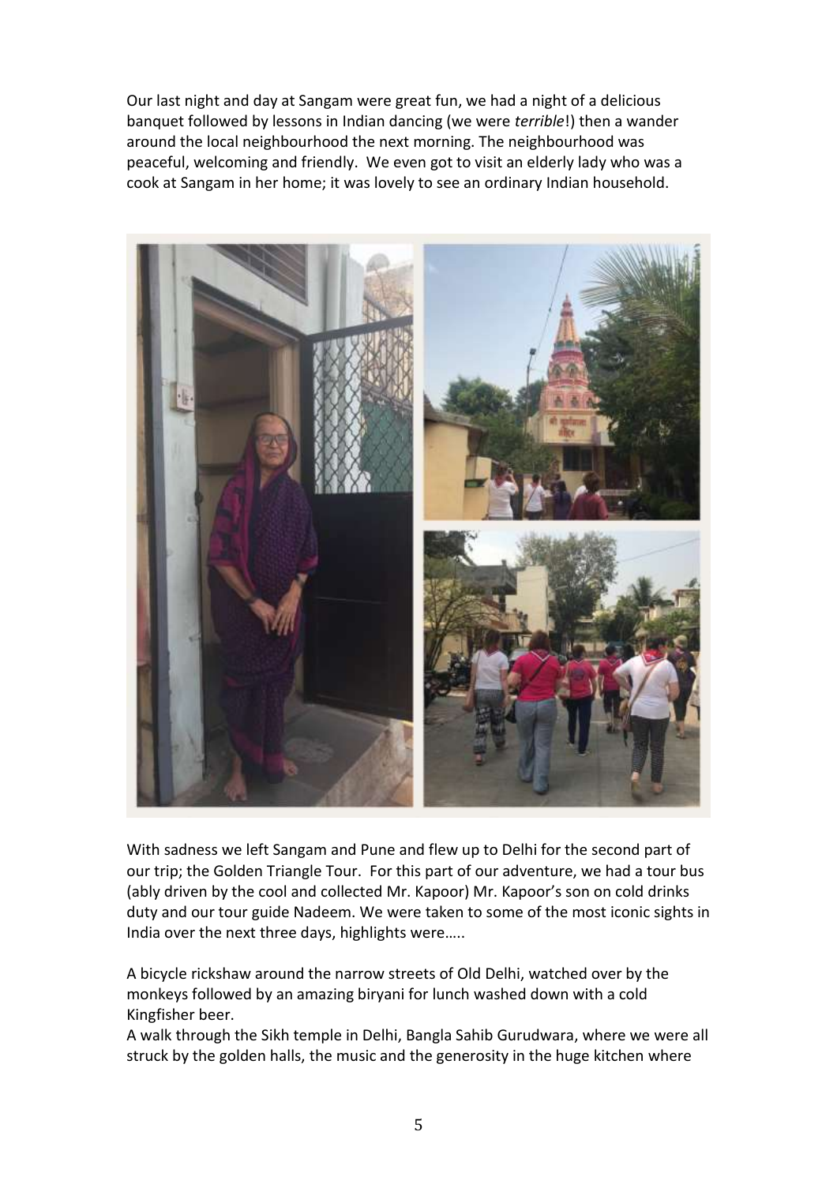Our last night and day at Sangam were great fun, we had a night of a delicious banquet followed by lessons in Indian dancing (we were *terrible*!) then a wander around the local neighbourhood the next morning. The neighbourhood was peaceful, welcoming and friendly. We even got to visit an elderly lady who was a cook at Sangam in her home; it was lovely to see an ordinary Indian household.

With sadness we left Sangam and Pune and flew up to Delhi for the second part of our trip; the Golden Triangle Tour. For this part of our adventure, we had a tour bus (ably driven by the cool and collected Mr. Kapoor) Mr. Kapoor's son on cold drinks duty and our tour guide Nadeem. We were taken to some of the most iconic sights in India over the next three days, highlights were…..

A bicycle rickshaw around the narrow streets of Old Delhi, watched over by the monkeys followed by an amazing biryani for lunch washed down with a cold Kingfisher beer.
A walk through the Sikh temple in Delhi, Bangla Sahib Gurudwara, where we were all struck by the golden halls, the music and the generosity in the huge kitchen where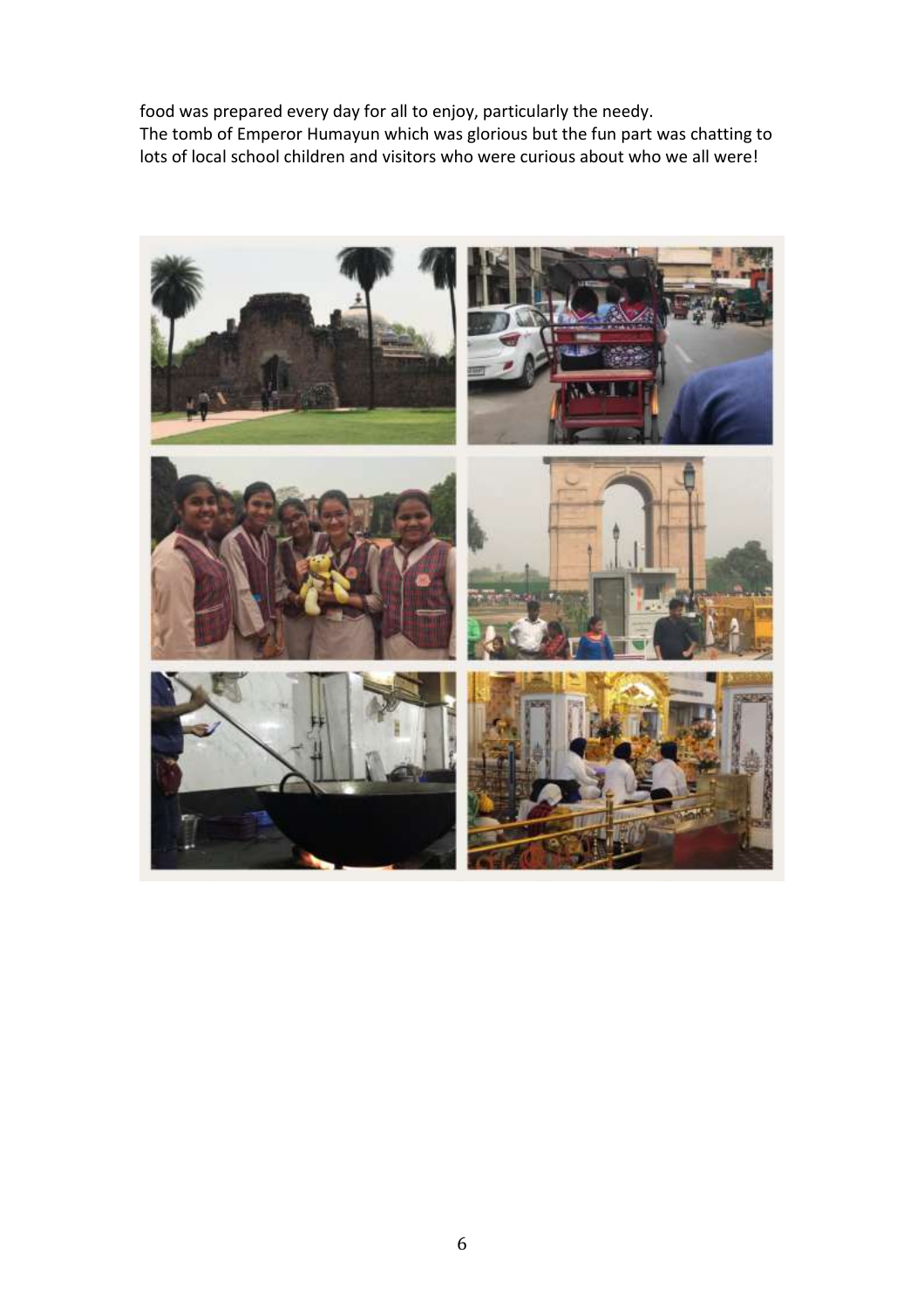food was prepared every day for all to enjoy, particularly the needy.
The tomb of Emperor Humayun which was glorious but the fun part was chatting to lots of local school children and visitors who were curious about who we all were!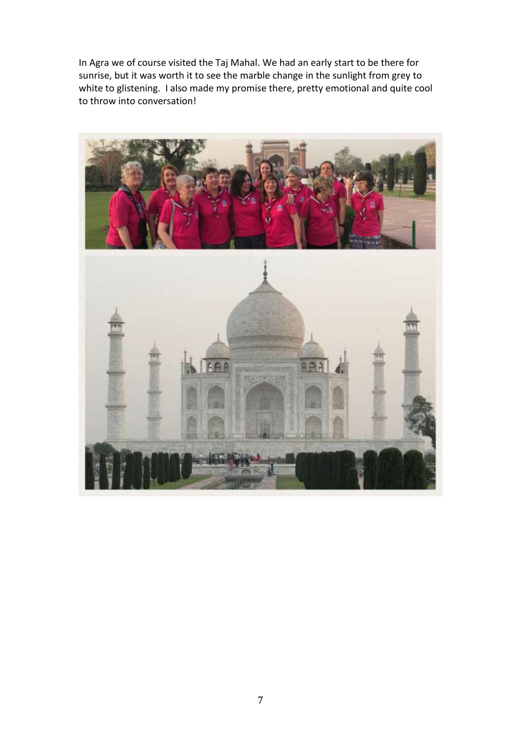In Agra we of course visited the Taj Mahal. We had an early start to be there for sunrise, but it was worth it to see the marble change in the sunlight from grey to white to glistening. I also made my promise there, pretty emotional and quite cool to throw into conversation!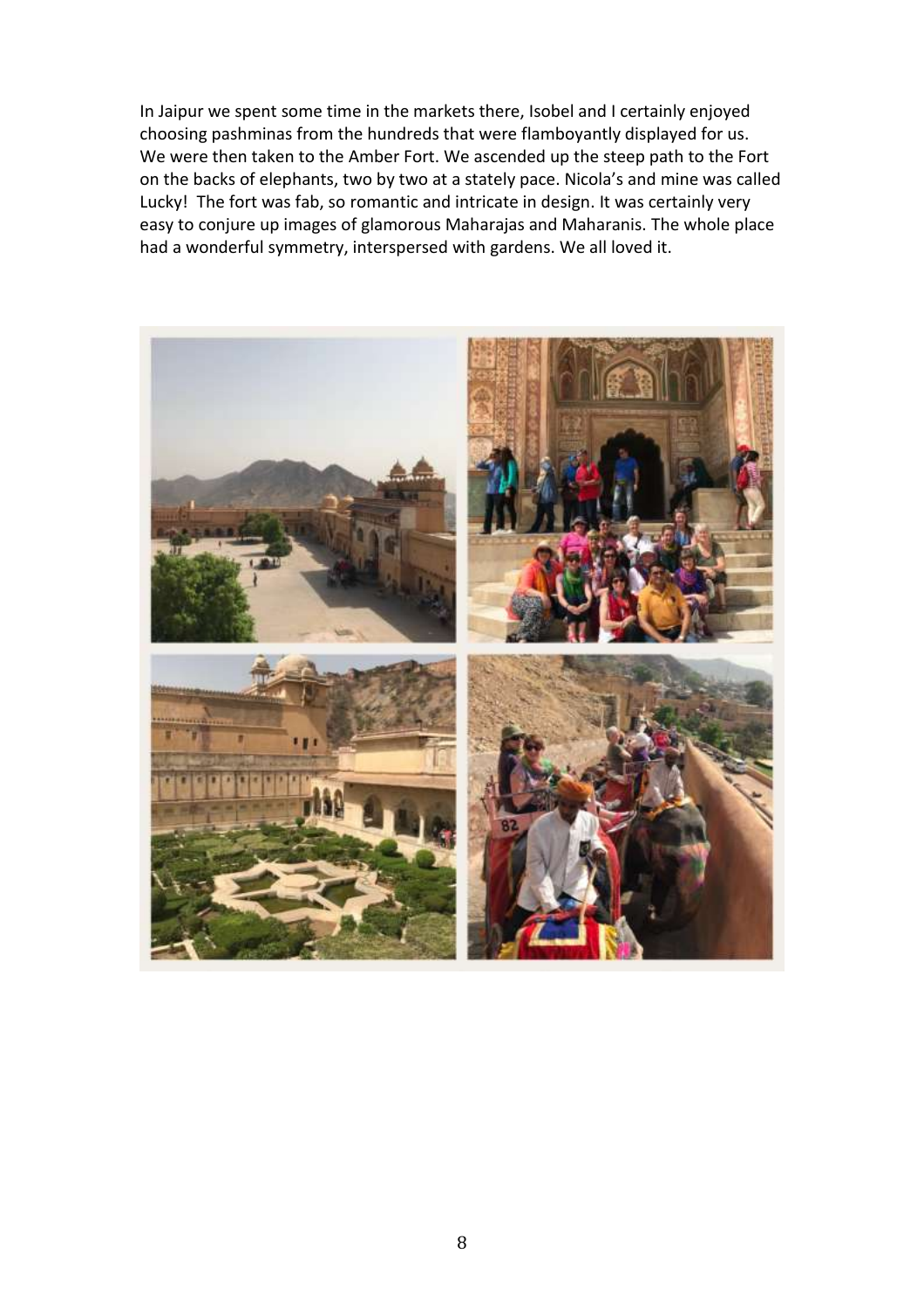In Jaipur we spent some time in the markets there, Isobel and I certainly enjoyed choosing pashminas from the hundreds that were flamboyantly displayed for us. We were then taken to the Amber Fort. We ascended up the steep path to the Fort on the backs of elephants, two by two at a stately pace. Nicola's and mine was called Lucky! The fort was fab, so romantic and intricate in design. It was certainly very easy to conjure up images of glamorous Maharajas and Maharanis. The whole place had a wonderful symmetry, interspersed with gardens. We all loved it.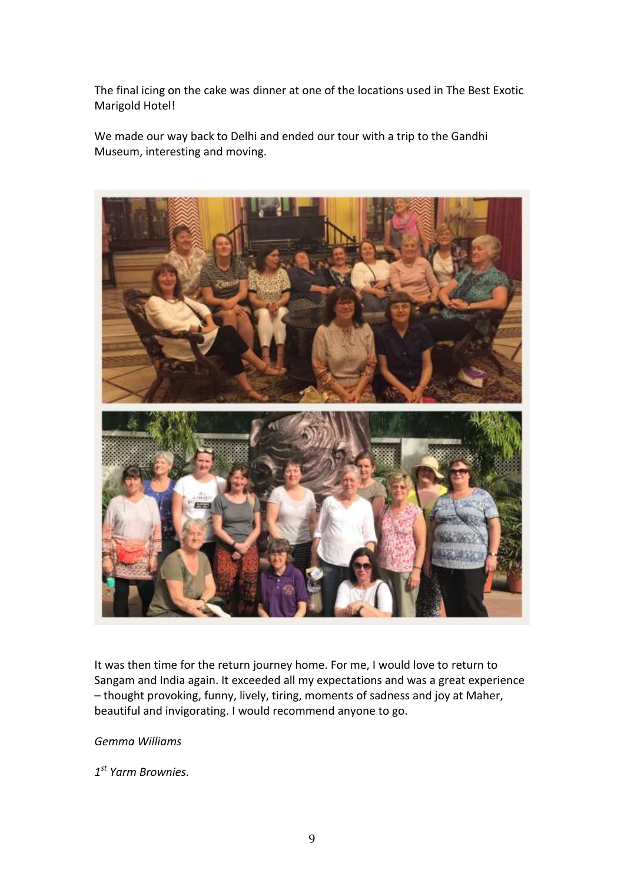The final icing on the cake was dinner at one of the locations used in The Best Exotic Marigold Hotel!

We made our way back to Delhi and ended our tour with a trip to the Gandhi Museum, interesting and moving.

It was then time for the return journey home. For me, I would love to return to Sangam and India again. It exceeded all my expectations and was a great experience – thought provoking, funny, lively, tiring, moments of sadness and joy at Maher, beautiful and invigorating. I would recommend anyone to go.

*Gemma Williams*

*1st Yarm Brownies.*